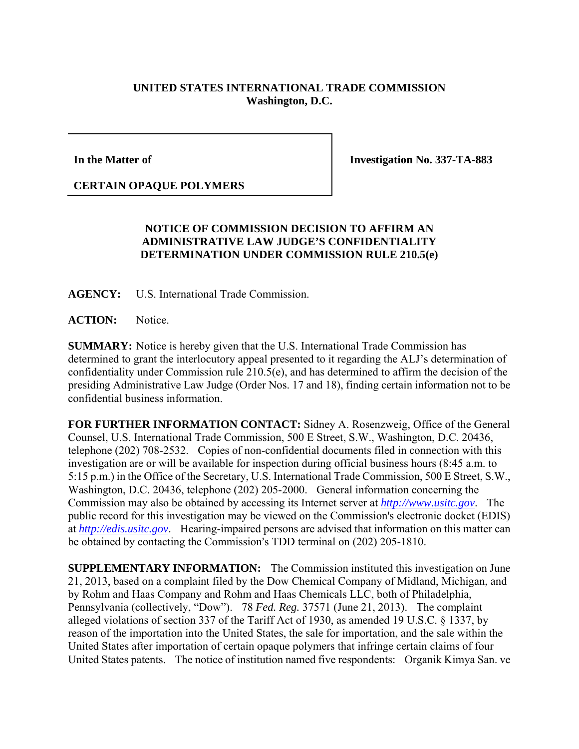**UNITED STATES INTERNATIONAL TRADE COMMISSION**
**Washington, D.C.**

| In the Matter of | Investigation No. 337-TA-883 |
|---|---|
| CERTAIN OPAQUE POLYMERS | |

**NOTICE OF COMMISSION DECISION TO AFFIRM AN ADMINISTRATIVE LAW JUDGE'S CONFIDENTIALITY DETERMINATION UNDER COMMISSION RULE 210.5(e)**

**AGENCY:** U.S. International Trade Commission.

**ACTION:** Notice.

**SUMMARY:** Notice is hereby given that the U.S. International Trade Commission has determined to grant the interlocutory appeal presented to it regarding the ALJ's determination of confidentiality under Commission rule 210.5(e), and has determined to affirm the decision of the presiding Administrative Law Judge (Order Nos. 17 and 18), finding certain information not to be confidential business information.

**FOR FURTHER INFORMATION CONTACT:** Sidney A. Rosenzweig, Office of the General Counsel, U.S. International Trade Commission, 500 E Street, S.W., Washington, D.C. 20436, telephone (202) 708-2532. Copies of non-confidential documents filed in connection with this investigation are or will be available for inspection during official business hours (8:45 a.m. to 5:15 p.m.) in the Office of the Secretary, U.S. International Trade Commission, 500 E Street, S.W., Washington, D.C. 20436, telephone (202) 205-2000. General information concerning the Commission may also be obtained by accessing its Internet server at *http://www.usitc.gov*. The public record for this investigation may be viewed on the Commission's electronic docket (EDIS) at *http://edis.usitc.gov*. Hearing-impaired persons are advised that information on this matter can be obtained by contacting the Commission's TDD terminal on (202) 205-1810.

**SUPPLEMENTARY INFORMATION:** The Commission instituted this investigation on June 21, 2013, based on a complaint filed by the Dow Chemical Company of Midland, Michigan, and by Rohm and Haas Company and Rohm and Haas Chemicals LLC, both of Philadelphia, Pennsylvania (collectively, "Dow"). 78 *Fed. Reg.* 37571 (June 21, 2013). The complaint alleged violations of section 337 of the Tariff Act of 1930, as amended 19 U.S.C. § 1337, by reason of the importation into the United States, the sale for importation, and the sale within the United States after importation of certain opaque polymers that infringe certain claims of four United States patents. The notice of institution named five respondents: Organik Kimya San. ve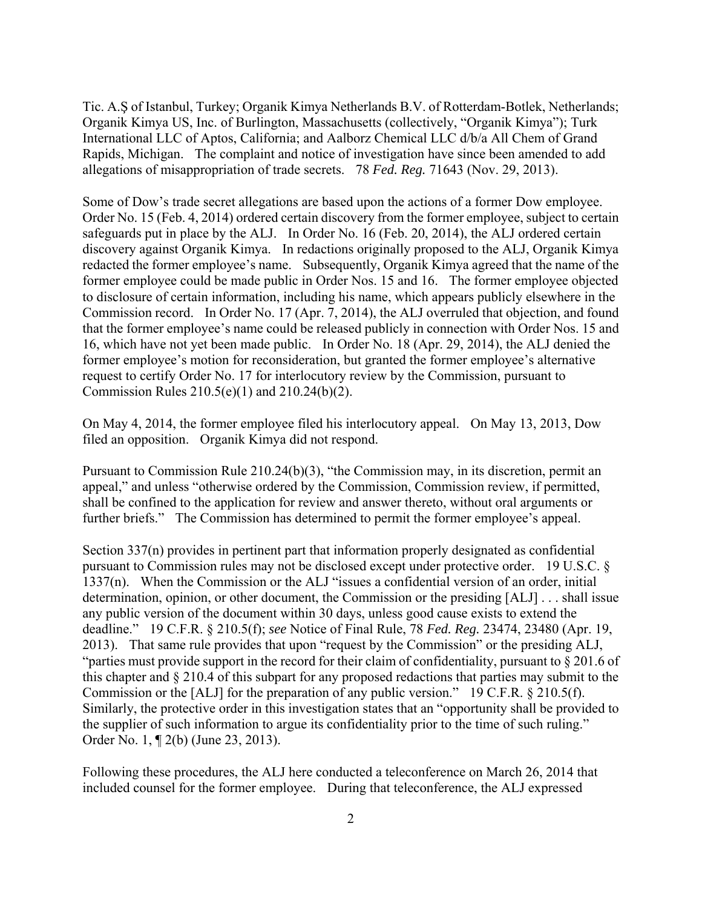Tic. A.Ş of Istanbul, Turkey; Organik Kimya Netherlands B.V. of Rotterdam-Botlek, Netherlands; Organik Kimya US, Inc. of Burlington, Massachusetts (collectively, "Organik Kimya"); Turk International LLC of Aptos, California; and Aalborz Chemical LLC d/b/a All Chem of Grand Rapids, Michigan. The complaint and notice of investigation have since been amended to add allegations of misappropriation of trade secrets. 78 *Fed. Reg.* 71643 (Nov. 29, 2013).

Some of Dow's trade secret allegations are based upon the actions of a former Dow employee. Order No. 15 (Feb. 4, 2014) ordered certain discovery from the former employee, subject to certain safeguards put in place by the ALJ. In Order No. 16 (Feb. 20, 2014), the ALJ ordered certain discovery against Organik Kimya. In redactions originally proposed to the ALJ, Organik Kimya redacted the former employee's name. Subsequently, Organik Kimya agreed that the name of the former employee could be made public in Order Nos. 15 and 16. The former employee objected to disclosure of certain information, including his name, which appears publicly elsewhere in the Commission record. In Order No. 17 (Apr. 7, 2014), the ALJ overruled that objection, and found that the former employee's name could be released publicly in connection with Order Nos. 15 and 16, which have not yet been made public. In Order No. 18 (Apr. 29, 2014), the ALJ denied the former employee's motion for reconsideration, but granted the former employee's alternative request to certify Order No. 17 for interlocutory review by the Commission, pursuant to Commission Rules 210.5(e)(1) and 210.24(b)(2).

On May 4, 2014, the former employee filed his interlocutory appeal. On May 13, 2013, Dow filed an opposition. Organik Kimya did not respond.

Pursuant to Commission Rule 210.24(b)(3), "the Commission may, in its discretion, permit an appeal," and unless "otherwise ordered by the Commission, Commission review, if permitted, shall be confined to the application for review and answer thereto, without oral arguments or further briefs." The Commission has determined to permit the former employee's appeal.

Section 337(n) provides in pertinent part that information properly designated as confidential pursuant to Commission rules may not be disclosed except under protective order. 19 U.S.C. § 1337(n). When the Commission or the ALJ "issues a confidential version of an order, initial determination, opinion, or other document, the Commission or the presiding [ALJ] . . . shall issue any public version of the document within 30 days, unless good cause exists to extend the deadline." 19 C.F.R. § 210.5(f); *see* Notice of Final Rule, 78 *Fed. Reg.* 23474, 23480 (Apr. 19, 2013). That same rule provides that upon "request by the Commission" or the presiding ALJ, "parties must provide support in the record for their claim of confidentiality, pursuant to § 201.6 of this chapter and § 210.4 of this subpart for any proposed redactions that parties may submit to the Commission or the [ALJ] for the preparation of any public version." 19 C.F.R. § 210.5(f). Similarly, the protective order in this investigation states that an "opportunity shall be provided to the supplier of such information to argue its confidentiality prior to the time of such ruling." Order No. 1, ¶ 2(b) (June 23, 2013).

Following these procedures, the ALJ here conducted a teleconference on March 26, 2014 that included counsel for the former employee. During that teleconference, the ALJ expressed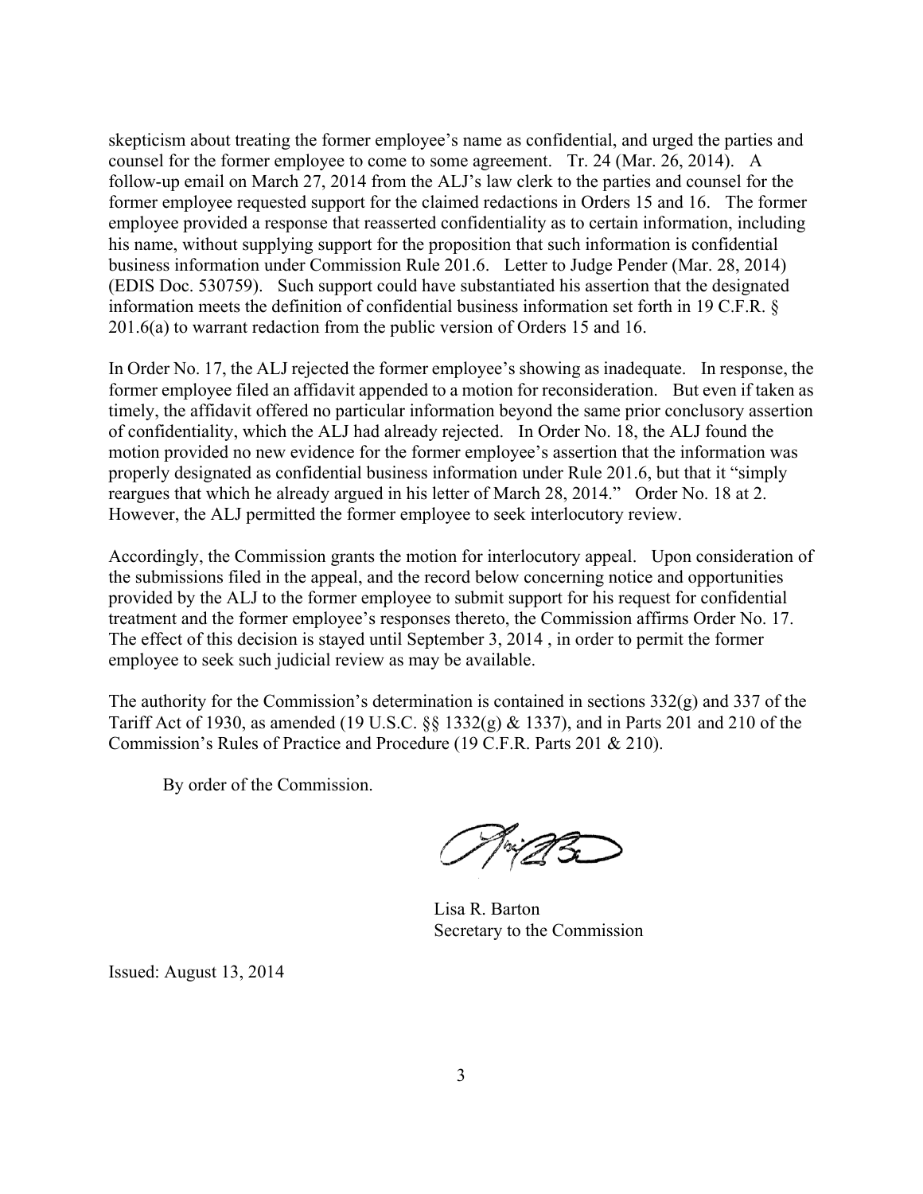skepticism about treating the former employee's name as confidential, and urged the parties and counsel for the former employee to come to some agreement. Tr. 24 (Mar. 26, 2014). A follow-up email on March 27, 2014 from the ALJ's law clerk to the parties and counsel for the former employee requested support for the claimed redactions in Orders 15 and 16. The former employee provided a response that reasserted confidentiality as to certain information, including his name, without supplying support for the proposition that such information is confidential business information under Commission Rule 201.6. Letter to Judge Pender (Mar. 28, 2014) (EDIS Doc. 530759). Such support could have substantiated his assertion that the designated information meets the definition of confidential business information set forth in 19 C.F.R. § 201.6(a) to warrant redaction from the public version of Orders 15 and 16.

In Order No. 17, the ALJ rejected the former employee's showing as inadequate. In response, the former employee filed an affidavit appended to a motion for reconsideration. But even if taken as timely, the affidavit offered no particular information beyond the same prior conclusory assertion of confidentiality, which the ALJ had already rejected. In Order No. 18, the ALJ found the motion provided no new evidence for the former employee's assertion that the information was properly designated as confidential business information under Rule 201.6, but that it "simply reargues that which he already argued in his letter of March 28, 2014." Order No. 18 at 2. However, the ALJ permitted the former employee to seek interlocutory review.

Accordingly, the Commission grants the motion for interlocutory appeal. Upon consideration of the submissions filed in the appeal, and the record below concerning notice and opportunities provided by the ALJ to the former employee to submit support for his request for confidential treatment and the former employee's responses thereto, the Commission affirms Order No. 17. The effect of this decision is stayed until September 3, 2014 , in order to permit the former employee to seek such judicial review as may be available.

The authority for the Commission's determination is contained in sections 332(g) and 337 of the Tariff Act of 1930, as amended (19 U.S.C. §§ 1332(g) & 1337), and in Parts 201 and 210 of the Commission's Rules of Practice and Procedure (19 C.F.R. Parts 201 & 210).

By order of the Commission.

Lisa R. Barton
Secretary to the Commission

Issued: August 13, 2014